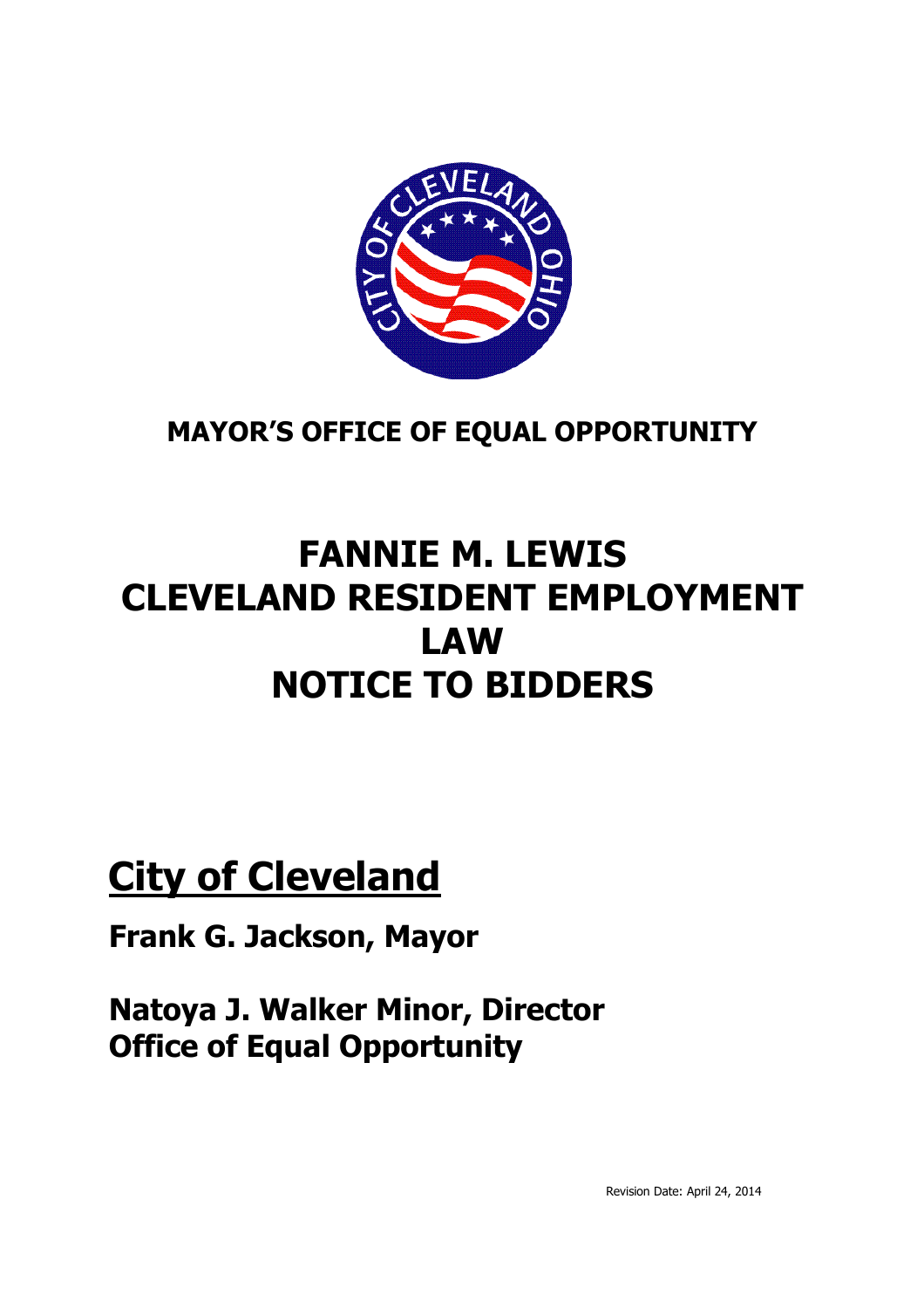# MAYOR'S OFFICE OF EQUAL OPPORTUNITY

# FANNIE M. LEWIS CLEVELAND RESIDENT EMPLOYMENT LAW NOTICE TO BIDDERS

## City of Cleveland

**Frank G. Jackson, Mayor**

**Natoya J. Walker Minor, Director**
**Office of Equal Opportunity**

Revision Date: April 24, 2014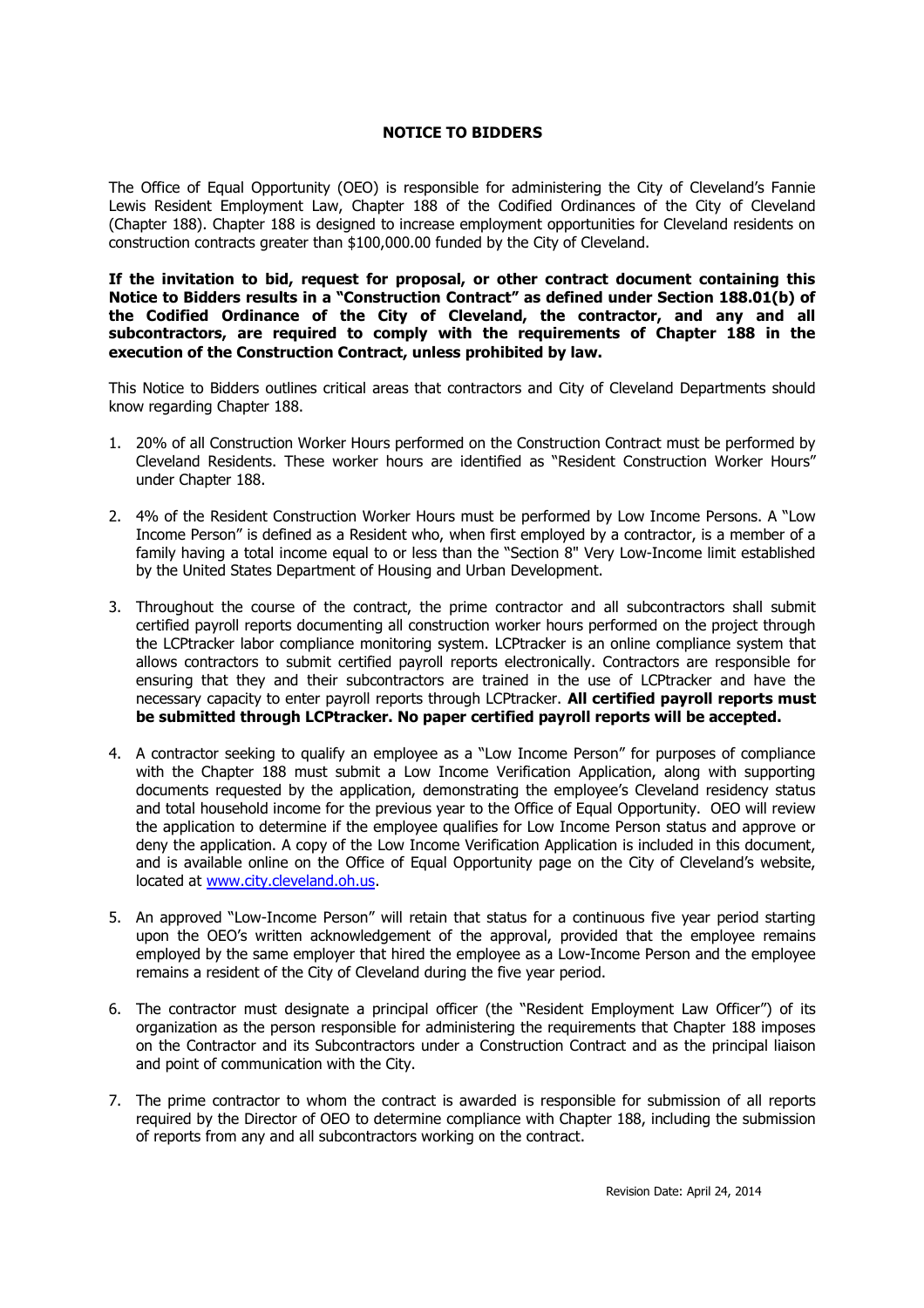# NOTICE TO BIDDERS

The Office of Equal Opportunity (OEO) is responsible for administering the City of Cleveland's Fannie Lewis Resident Employment Law, Chapter 188 of the Codified Ordinances of the City of Cleveland (Chapter 188). Chapter 188 is designed to increase employment opportunities for Cleveland residents on construction contracts greater than $100,000.00 funded by the City of Cleveland.

**If the invitation to bid, request for proposal, or other contract document containing this Notice to Bidders results in a "Construction Contract" as defined under Section 188.01(b) of the Codified Ordinance of the City of Cleveland, the contractor, and any and all subcontractors, are required to comply with the requirements of Chapter 188 in the execution of the Construction Contract, unless prohibited by law.**

This Notice to Bidders outlines critical areas that contractors and City of Cleveland Departments should know regarding Chapter 188.

1. 20% of all Construction Worker Hours performed on the Construction Contract must be performed by Cleveland Residents. These worker hours are identified as "Resident Construction Worker Hours" under Chapter 188.

2. 4% of the Resident Construction Worker Hours must be performed by Low Income Persons. A "Low Income Person" is defined as a Resident who, when first employed by a contractor, is a member of a family having a total income equal to or less than the "Section 8" Very Low-Income limit established by the United States Department of Housing and Urban Development.

3. Throughout the course of the contract, the prime contractor and all subcontractors shall submit certified payroll reports documenting all construction worker hours performed on the project through the LCPtracker labor compliance monitoring system. LCPtracker is an online compliance system that allows contractors to submit certified payroll reports electronically. Contractors are responsible for ensuring that they and their subcontractors are trained in the use of LCPtracker and have the necessary capacity to enter payroll reports through LCPtracker. **All certified payroll reports must be submitted through LCPtracker. No paper certified payroll reports will be accepted.**

4. A contractor seeking to qualify an employee as a "Low Income Person" for purposes of compliance with the Chapter 188 must submit a Low Income Verification Application, along with supporting documents requested by the application, demonstrating the employee's Cleveland residency status and total household income for the previous year to the Office of Equal Opportunity. OEO will review the application to determine if the employee qualifies for Low Income Person status and approve or deny the application. A copy of the Low Income Verification Application is included in this document, and is available online on the Office of Equal Opportunity page on the City of Cleveland's website, located at www.city.cleveland.oh.us.

5. An approved "Low-Income Person" will retain that status for a continuous five year period starting upon the OEO's written acknowledgement of the approval, provided that the employee remains employed by the same employer that hired the employee as a Low-Income Person and the employee remains a resident of the City of Cleveland during the five year period.

6. The contractor must designate a principal officer (the "Resident Employment Law Officer") of its organization as the person responsible for administering the requirements that Chapter 188 imposes on the Contractor and its Subcontractors under a Construction Contract and as the principal liaison and point of communication with the City.

7. The prime contractor to whom the contract is awarded is responsible for submission of all reports required by the Director of OEO to determine compliance with Chapter 188, including the submission of reports from any and all subcontractors working on the contract.

Revision Date: April 24, 2014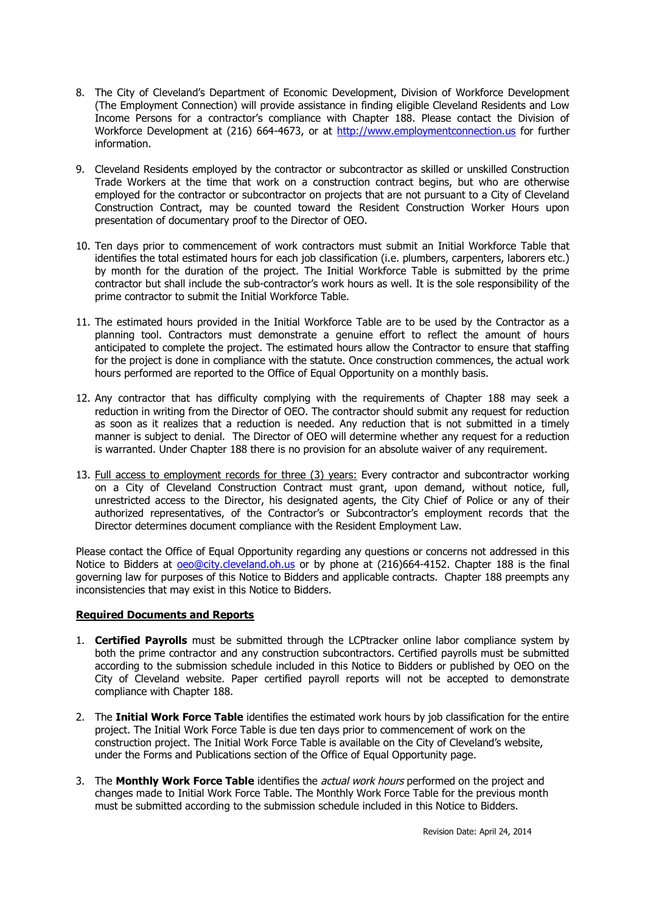8. The City of Cleveland's Department of Economic Development, Division of Workforce Development (The Employment Connection) will provide assistance in finding eligible Cleveland Residents and Low Income Persons for a contractor's compliance with Chapter 188. Please contact the Division of Workforce Development at (216) 664-4673, or at http://www.employmentconnection.us for further information.

9. Cleveland Residents employed by the contractor or subcontractor as skilled or unskilled Construction Trade Workers at the time that work on a construction contract begins, but who are otherwise employed for the contractor or subcontractor on projects that are not pursuant to a City of Cleveland Construction Contract, may be counted toward the Resident Construction Worker Hours upon presentation of documentary proof to the Director of OEO.

10. Ten days prior to commencement of work contractors must submit an Initial Workforce Table that identifies the total estimated hours for each job classification (i.e. plumbers, carpenters, laborers etc.) by month for the duration of the project. The Initial Workforce Table is submitted by the prime contractor but shall include the sub-contractor's work hours as well. It is the sole responsibility of the prime contractor to submit the Initial Workforce Table.

11. The estimated hours provided in the Initial Workforce Table are to be used by the Contractor as a planning tool. Contractors must demonstrate a genuine effort to reflect the amount of hours anticipated to complete the project. The estimated hours allow the Contractor to ensure that staffing for the project is done in compliance with the statute. Once construction commences, the actual work hours performed are reported to the Office of Equal Opportunity on a monthly basis.

12. Any contractor that has difficulty complying with the requirements of Chapter 188 may seek a reduction in writing from the Director of OEO. The contractor should submit any request for reduction as soon as it realizes that a reduction is needed. Any reduction that is not submitted in a timely manner is subject to denial. The Director of OEO will determine whether any request for a reduction is warranted. Under Chapter 188 there is no provision for an absolute waiver of any requirement.

13. Full access to employment records for three (3) years: Every contractor and subcontractor working on a City of Cleveland Construction Contract must grant, upon demand, without notice, full, unrestricted access to the Director, his designated agents, the City Chief of Police or any of their authorized representatives, of the Contractor's or Subcontractor's employment records that the Director determines document compliance with the Resident Employment Law.

Please contact the Office of Equal Opportunity regarding any questions or concerns not addressed in this Notice to Bidders at oeo@city.cleveland.oh.us or by phone at (216)664-4152. Chapter 188 is the final governing law for purposes of this Notice to Bidders and applicable contracts. Chapter 188 preempts any inconsistencies that may exist in this Notice to Bidders.

**Required Documents and Reports**

1. **Certified Payrolls** must be submitted through the LCPtracker online labor compliance system by both the prime contractor and any construction subcontractors. Certified payrolls must be submitted according to the submission schedule included in this Notice to Bidders or published by OEO on the City of Cleveland website. Paper certified payroll reports will not be accepted to demonstrate compliance with Chapter 188.

2. The **Initial Work Force Table** identifies the estimated work hours by job classification for the entire project. The Initial Work Force Table is due ten days prior to commencement of work on the construction project. The Initial Work Force Table is available on the City of Cleveland's website, under the Forms and Publications section of the Office of Equal Opportunity page.

3. The **Monthly Work Force Table** identifies the *actual work hours* performed on the project and changes made to Initial Work Force Table. The Monthly Work Force Table for the previous month must be submitted according to the submission schedule included in this Notice to Bidders.

Revision Date: April 24, 2014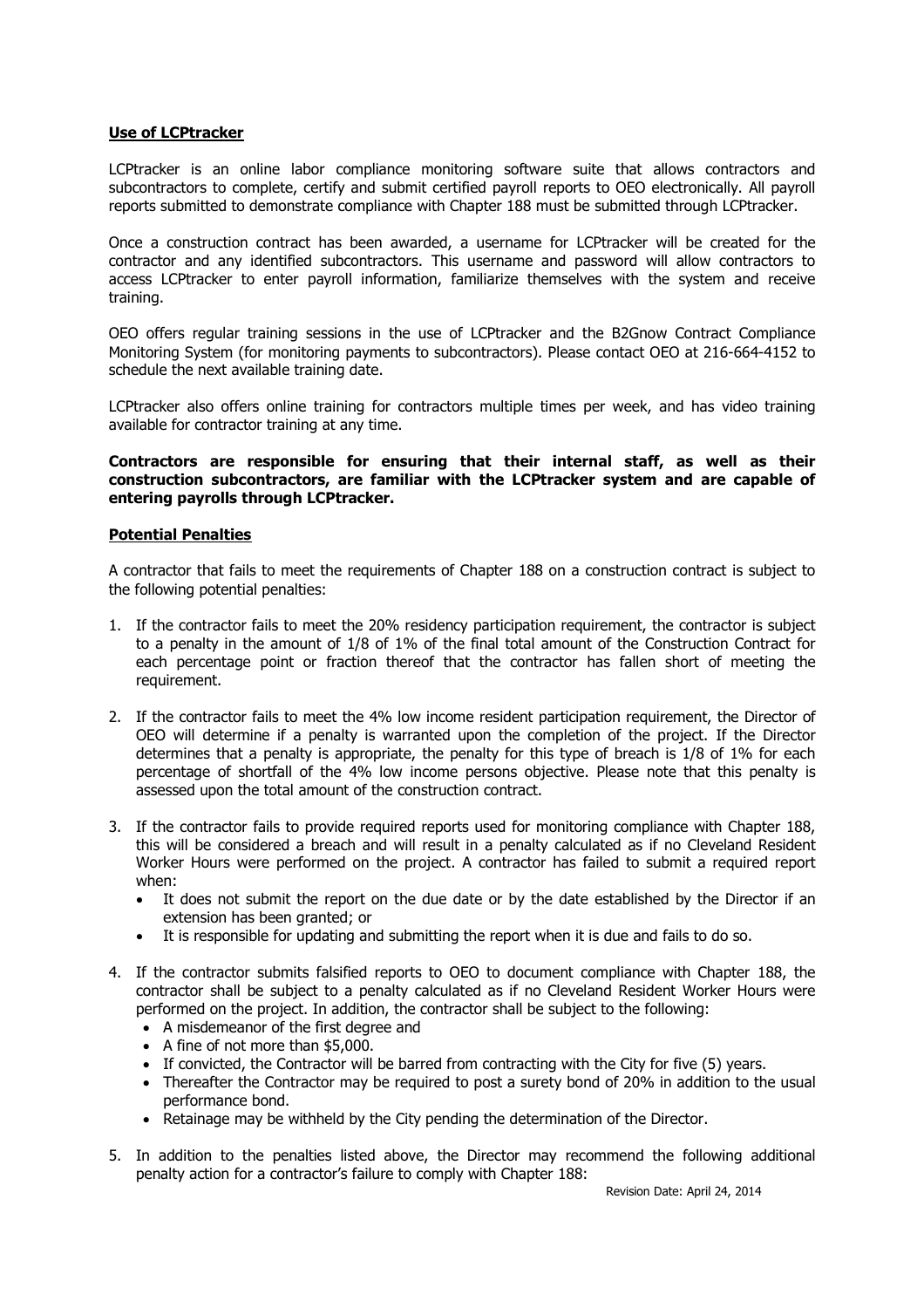**Use of LCPtracker**

LCPtracker is an online labor compliance monitoring software suite that allows contractors and subcontractors to complete, certify and submit certified payroll reports to OEO electronically. All payroll reports submitted to demonstrate compliance with Chapter 188 must be submitted through LCPtracker.

Once a construction contract has been awarded, a username for LCPtracker will be created for the contractor and any identified subcontractors. This username and password will allow contractors to access LCPtracker to enter payroll information, familiarize themselves with the system and receive training.

OEO offers regular training sessions in the use of LCPtracker and the B2Gnow Contract Compliance Monitoring System (for monitoring payments to subcontractors). Please contact OEO at 216-664-4152 to schedule the next available training date.

LCPtracker also offers online training for contractors multiple times per week, and has video training available for contractor training at any time.

**Contractors are responsible for ensuring that their internal staff, as well as their construction subcontractors, are familiar with the LCPtracker system and are capable of entering payrolls through LCPtracker.**

**Potential Penalties**

A contractor that fails to meet the requirements of Chapter 188 on a construction contract is subject to the following potential penalties:

1. If the contractor fails to meet the 20% residency participation requirement, the contractor is subject to a penalty in the amount of 1/8 of 1% of the final total amount of the Construction Contract for each percentage point or fraction thereof that the contractor has fallen short of meeting the requirement.

2. If the contractor fails to meet the 4% low income resident participation requirement, the Director of OEO will determine if a penalty is warranted upon the completion of the project. If the Director determines that a penalty is appropriate, the penalty for this type of breach is 1/8 of 1% for each percentage of shortfall of the 4% low income persons objective. Please note that this penalty is assessed upon the total amount of the construction contract.

3. If the contractor fails to provide required reports used for monitoring compliance with Chapter 188, this will be considered a breach and will result in a penalty calculated as if no Cleveland Resident Worker Hours were performed on the project. A contractor has failed to submit a required report when:
   - It does not submit the report on the due date or by the date established by the Director if an extension has been granted; or
   - It is responsible for updating and submitting the report when it is due and fails to do so.

4. If the contractor submits falsified reports to OEO to document compliance with Chapter 188, the contractor shall be subject to a penalty calculated as if no Cleveland Resident Worker Hours were performed on the project. In addition, the contractor shall be subject to the following:
   - A misdemeanor of the first degree and
   - A fine of not more than $5,000.
   - If convicted, the Contractor will be barred from contracting with the City for five (5) years.
   - Thereafter the Contractor may be required to post a surety bond of 20% in addition to the usual performance bond.
   - Retainage may be withheld by the City pending the determination of the Director.

5. In addition to the penalties listed above, the Director may recommend the following additional penalty action for a contractor's failure to comply with Chapter 188: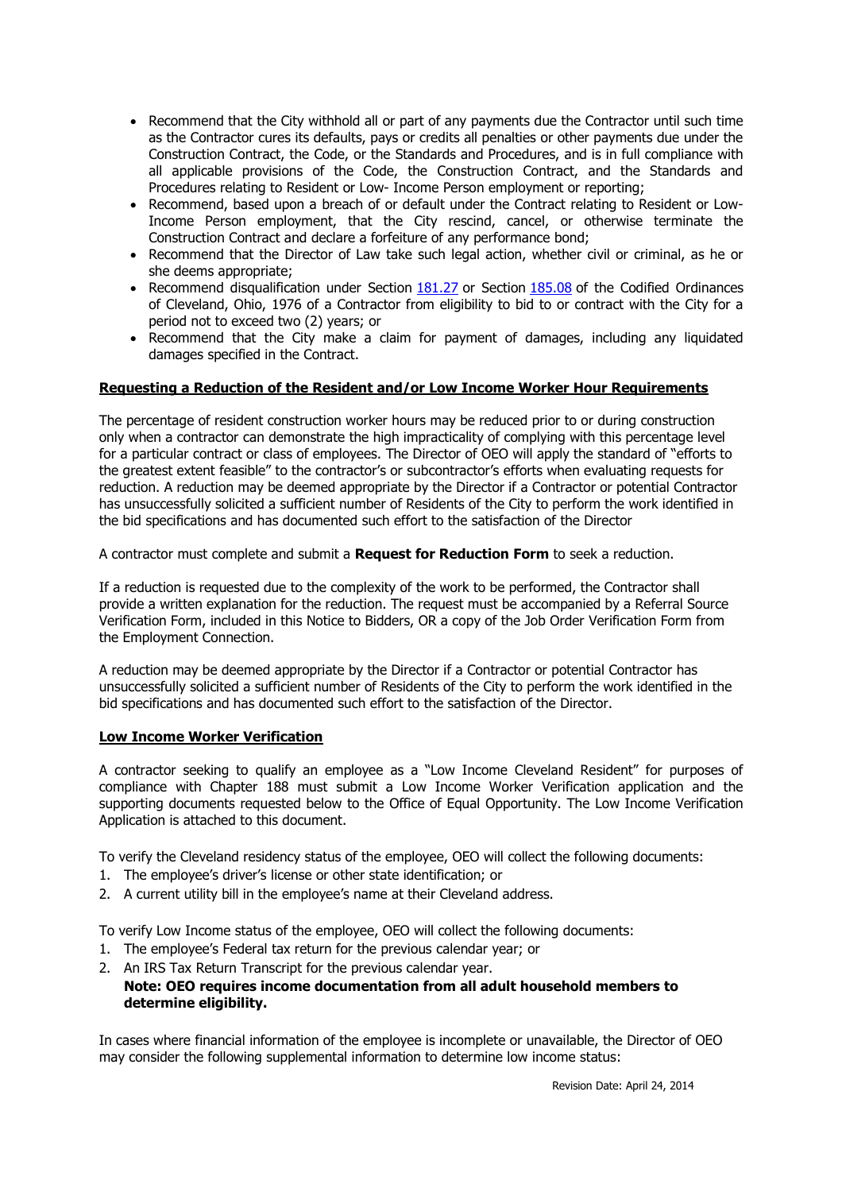- Recommend that the City withhold all or part of any payments due the Contractor until such time as the Contractor cures its defaults, pays or credits all penalties or other payments due under the Construction Contract, the Code, or the Standards and Procedures, and is in full compliance with all applicable provisions of the Code, the Construction Contract, and the Standards and Procedures relating to Resident or Low- Income Person employment or reporting;
- Recommend, based upon a breach of or default under the Contract relating to Resident or Low-Income Person employment, that the City rescind, cancel, or otherwise terminate the Construction Contract and declare a forfeiture of any performance bond;
- Recommend that the Director of Law take such legal action, whether civil or criminal, as he or she deems appropriate;
- Recommend disqualification under Section 181.27 or Section 185.08 of the Codified Ordinances of Cleveland, Ohio, 1976 of a Contractor from eligibility to bid to or contract with the City for a period not to exceed two (2) years; or
- Recommend that the City make a claim for payment of damages, including any liquidated damages specified in the Contract.

**Requesting a Reduction of the Resident and/or Low Income Worker Hour Requirements**

The percentage of resident construction worker hours may be reduced prior to or during construction only when a contractor can demonstrate the high impracticality of complying with this percentage level for a particular contract or class of employees. The Director of OEO will apply the standard of "efforts to the greatest extent feasible" to the contractor's or subcontractor's efforts when evaluating requests for reduction. A reduction may be deemed appropriate by the Director if a Contractor or potential Contractor has unsuccessfully solicited a sufficient number of Residents of the City to perform the work identified in the bid specifications and has documented such effort to the satisfaction of the Director

A contractor must complete and submit a **Request for Reduction Form** to seek a reduction.

If a reduction is requested due to the complexity of the work to be performed, the Contractor shall provide a written explanation for the reduction. The request must be accompanied by a Referral Source Verification Form, included in this Notice to Bidders, OR a copy of the Job Order Verification Form from the Employment Connection.

A reduction may be deemed appropriate by the Director if a Contractor or potential Contractor has unsuccessfully solicited a sufficient number of Residents of the City to perform the work identified in the bid specifications and has documented such effort to the satisfaction of the Director.

**Low Income Worker Verification**

A contractor seeking to qualify an employee as a "Low Income Cleveland Resident" for purposes of compliance with Chapter 188 must submit a Low Income Worker Verification application and the supporting documents requested below to the Office of Equal Opportunity. The Low Income Verification Application is attached to this document.

To verify the Cleveland residency status of the employee, OEO will collect the following documents:

1. The employee's driver's license or other state identification; or
2. A current utility bill in the employee's name at their Cleveland address.

To verify Low Income status of the employee, OEO will collect the following documents:

1. The employee's Federal tax return for the previous calendar year; or
2. An IRS Tax Return Transcript for the previous calendar year.
   **Note: OEO requires income documentation from all adult household members to determine eligibility.**

In cases where financial information of the employee is incomplete or unavailable, the Director of OEO may consider the following supplemental information to determine low income status:

Revision Date: April 24, 2014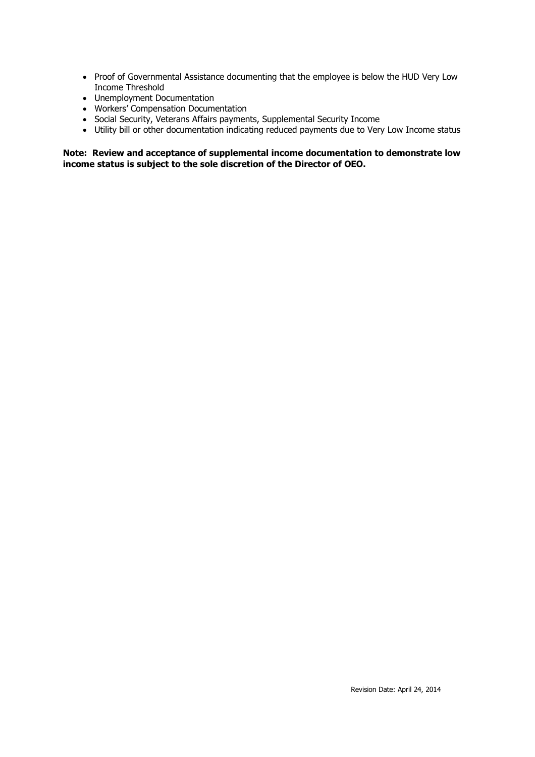- Proof of Governmental Assistance documenting that the employee is below the HUD Very Low Income Threshold
- Unemployment Documentation
- Workers' Compensation Documentation
- Social Security, Veterans Affairs payments, Supplemental Security Income
- Utility bill or other documentation indicating reduced payments due to Very Low Income status

**Note: Review and acceptance of supplemental income documentation to demonstrate low income status is subject to the sole discretion of the Director of OEO.**

Revision Date: April 24, 2014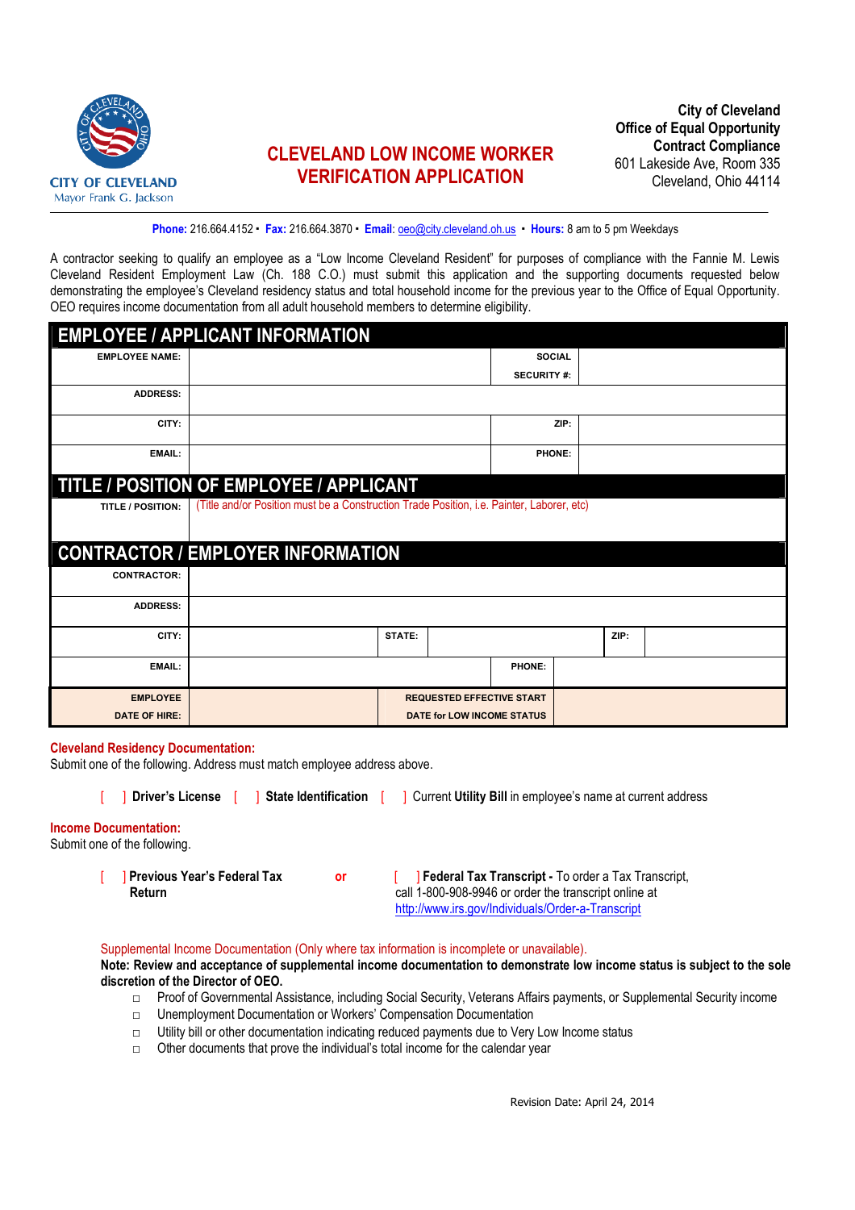CITY OF CLEVELAND
Mayor Frank G. Jackson

# CLEVELAND LOW INCOME WORKER VERIFICATION APPLICATION

**City of Cleveland**
**Office of Equal Opportunity**
**Contract Compliance**
601 Lakeside Ave, Room 335
Cleveland, Ohio 44114

**Phone:** 216.664.4152 ▪ **Fax:** 216.664.3870 ▪ **Email:** oeo@city.cleveland.oh.us ▪ **Hours:** 8 am to 5 pm Weekdays

A contractor seeking to qualify an employee as a "Low Income Cleveland Resident" for purposes of compliance with the Fannie M. Lewis Cleveland Resident Employment Law (Ch. 188 C.O.) must submit this application and the supporting documents requested below demonstrating the employee's Cleveland residency status and total household income for the previous year to the Office of Equal Opportunity. OEO requires income documentation from all adult household members to determine eligibility.

## EMPLOYEE / APPLICANT INFORMATION

| | | | |
|---|---|---|---|
| **EMPLOYEE NAME:** | | **SOCIAL SECURITY #:** | |
| **ADDRESS:** | | | |
| **CITY:** | | **ZIP:** | |
| **EMAIL:** | | **PHONE:** | |

## TITLE / POSITION OF EMPLOYEE / APPLICANT

| | |
|---|---|
| **TITLE / POSITION:** | (Title and/or Position must be a Construction Trade Position, i.e. Painter, Laborer, etc) |

## CONTRACTOR / EMPLOYER INFORMATION

| | | | | | |
|---|---|---|---|---|---|
| **CONTRACTOR:** | | | | | |
| **ADDRESS:** | | | | | |
| **CITY:** | | **STATE:** | | **ZIP:** | |
| **EMAIL:** | | **PHONE:** | | | |
| **EMPLOYEE DATE OF HIRE:** | | **REQUESTED EFFECTIVE START DATE for LOW INCOME STATUS** | | | |

**Cleveland Residency Documentation:**
Submit one of the following. Address must match employee address above.

[ ] **Driver's License** [ ] **State Identification** [ ] Current **Utility Bill** in employee's name at current address

**Income Documentation:**
Submit one of the following.

[ ] **Previous Year's Federal Tax Return** **or** [ ] **Federal Tax Transcript -** To order a Tax Transcript, call 1-800-908-9946 or order the transcript online at http://www.irs.gov/Individuals/Order-a-Transcript

Supplemental Income Documentation (Only where tax information is incomplete or unavailable).
**Note: Review and acceptance of supplemental income documentation to demonstrate low income status is subject to the sole discretion of the Director of OEO.**

- □ Proof of Governmental Assistance, including Social Security, Veterans Affairs payments, or Supplemental Security income
- □ Unemployment Documentation or Workers' Compensation Documentation
- □ Utility bill or other documentation indicating reduced payments due to Very Low Income status
- □ Other documents that prove the individual's total income for the calendar year

Revision Date: April 24, 2014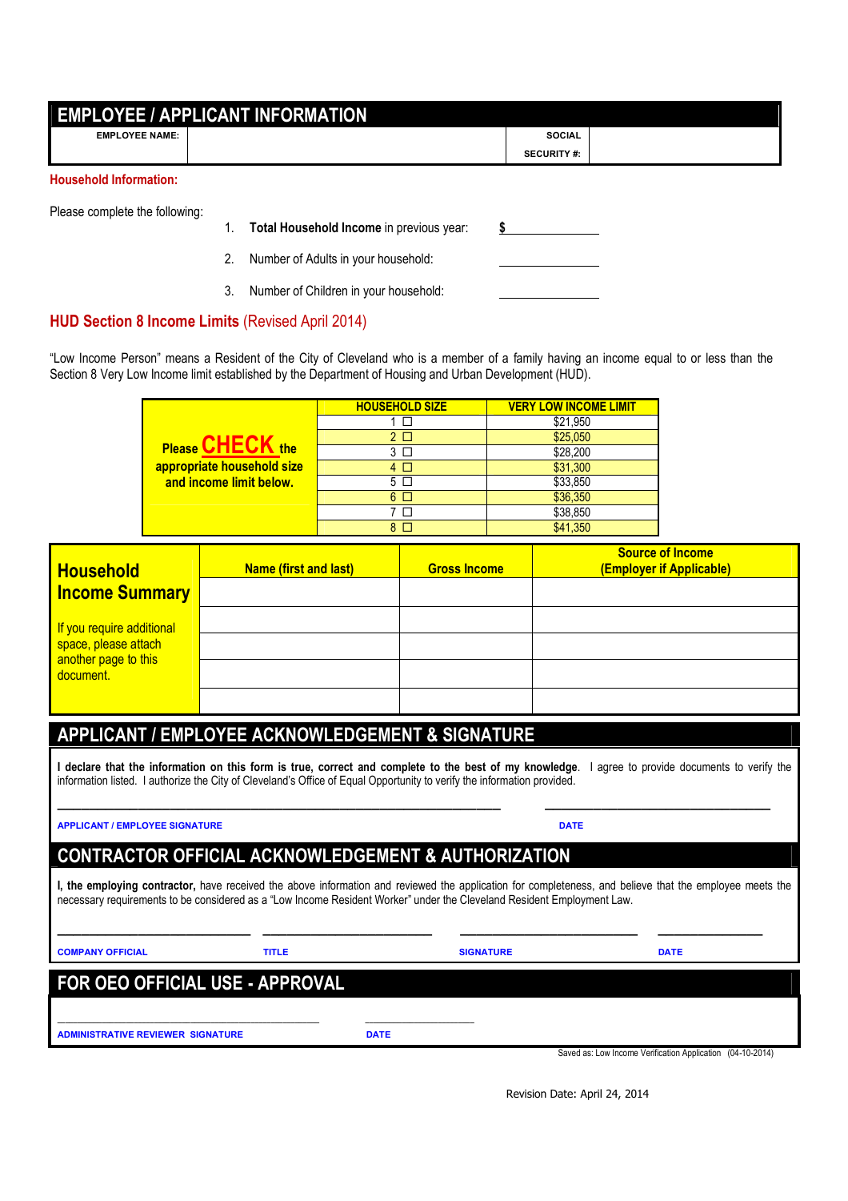## EMPLOYEE / APPLICANT INFORMATION

| EMPLOYEE NAME: | | SOCIAL SECURITY #: | |
|---|---|---|---|

**Household Information:**

Please complete the following:

1. **Total Household Income** in previous year: **$** \_\_\_\_\_\_\_\_\_\_\_\_
2. Number of Adults in your household: \_\_\_\_\_\_\_\_\_\_\_\_
3. Number of Children in your household: \_\_\_\_\_\_\_\_\_\_\_\_

## HUD Section 8 Income Limits (Revised April 2014)

"Low Income Person" means a Resident of the City of Cleveland who is a member of a family having an income equal to or less than the Section 8 Very Low Income limit established by the Department of Housing and Urban Development (HUD).

| Please CHECK the appropriate household size and income limit below. | HOUSEHOLD SIZE | VERY LOW INCOME LIMIT |
|---|---|---|
| | 1 ☐ | $21,950 |
| | 2 ☐ | $25,050 |
| | 3 ☐ | $28,200 |
| | 4 ☐ | $31,300 |
| | 5 ☐ | $33,850 |
| | 6 ☐ | $36,350 |
| | 7 ☐ | $38,850 |
| | 8 ☐ | $41,350 |

| Household Income Summary | Name (first and last) | Gross Income | Source of Income (Employer if Applicable) |
|---|---|---|---|
| If you require additional space, please attach another page to this document. | | | |
| | | | |
| | | | |
| | | | |
| | | | |

## APPLICANT / EMPLOYEE ACKNOWLEDGEMENT & SIGNATURE

**I declare that the information on this form is true, correct and complete to the best of my knowledge**. I agree to provide documents to verify the information listed. I authorize the City of Cleveland's Office of Equal Opportunity to verify the information provided.

\_\_\_\_\_\_\_\_\_\_\_\_\_\_\_\_\_\_\_\_\_\_\_\_\_\_\_\_\_\_\_\_\_\_ \_\_\_\_\_\_\_\_\_\_\_\_\_\_\_\_\_\_\_\_

**APPLICANT / EMPLOYEE SIGNATURE** **DATE**

## CONTRACTOR OFFICIAL ACKNOWLEDGEMENT & AUTHORIZATION

**I, the employing contractor,** have received the above information and reviewed the application for completeness, and believe that the employee meets the necessary requirements to be considered as a "Low Income Resident Worker" under the Cleveland Resident Employment Law.

\_\_\_\_\_\_\_\_\_\_\_\_\_\_\_\_ \_\_\_\_\_\_\_\_\_\_\_\_\_\_\_\_ \_\_\_\_\_\_\_\_\_\_\_\_\_\_\_\_ \_\_\_\_\_\_\_\_\_\_\_\_

**COMPANY OFFICIAL** **TITLE** **SIGNATURE** **DATE**

## FOR OEO OFFICIAL USE - APPROVAL

\_\_\_\_\_\_\_\_\_\_\_\_\_\_\_\_\_\_\_\_\_\_\_\_ \_\_\_\_\_\_\_\_\_\_\_\_

**ADMINISTRATIVE REVIEWER SIGNATURE** **DATE**

Saved as: Low Income Verification Application (04-10-2014)

Revision Date: April 24, 2014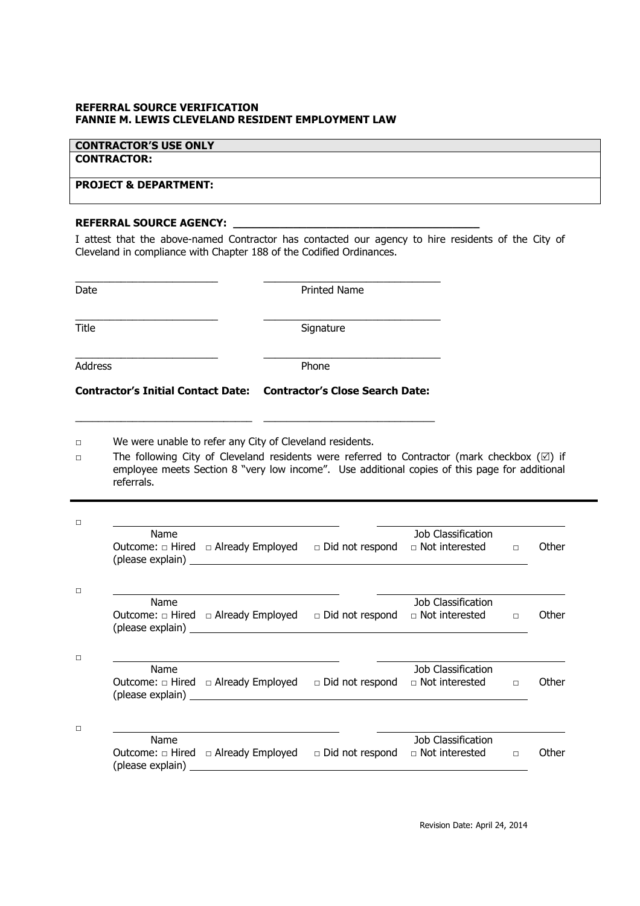**REFERRAL SOURCE VERIFICATION**
**FANNIE M. LEWIS CLEVELAND RESIDENT EMPLOYMENT LAW**

| **CONTRACTOR'S USE ONLY** |
|---|
| **CONTRACTOR:** |
| **PROJECT & DEPARTMENT:** |

**REFERRAL SOURCE AGENCY: ________________________________________**

I attest that the above-named Contractor has contacted our agency to hire residents of the City of Cleveland in compliance with Chapter 188 of the Codified Ordinances.

_________________________ _______________________________
Date Printed Name

_________________________ _______________________________
Title Signature

_________________________ _______________________________
Address Phone

**Contractor's Initial Contact Date:** **Contractor's Close Search Date:**

______________________________ ______________________________

□ We were unable to refer any City of Cleveland residents.

□ The following City of Cleveland residents were referred to Contractor (mark checkbox (☑) if employee meets Section 8 "very low income". Use additional copies of this page for additional referrals.

---

□ ________________________________________ ________________________________
Name Job Classification
Outcome: □ Hired □ Already Employed □ Did not respond □ Not interested □ Other (please explain) ________________________________________________

□ ________________________________________ ________________________________
Name Job Classification
Outcome: □ Hired □ Already Employed □ Did not respond □ Not interested □ Other (please explain) ________________________________________________

□ ________________________________________ ________________________________
Name Job Classification
Outcome: □ Hired □ Already Employed □ Did not respond □ Not interested □ Other (please explain) ________________________________________________

□ ________________________________________ ________________________________
Name Job Classification
Outcome: □ Hired □ Already Employed □ Did not respond □ Not interested □ Other (please explain) ________________________________________________

Revision Date: April 24, 2014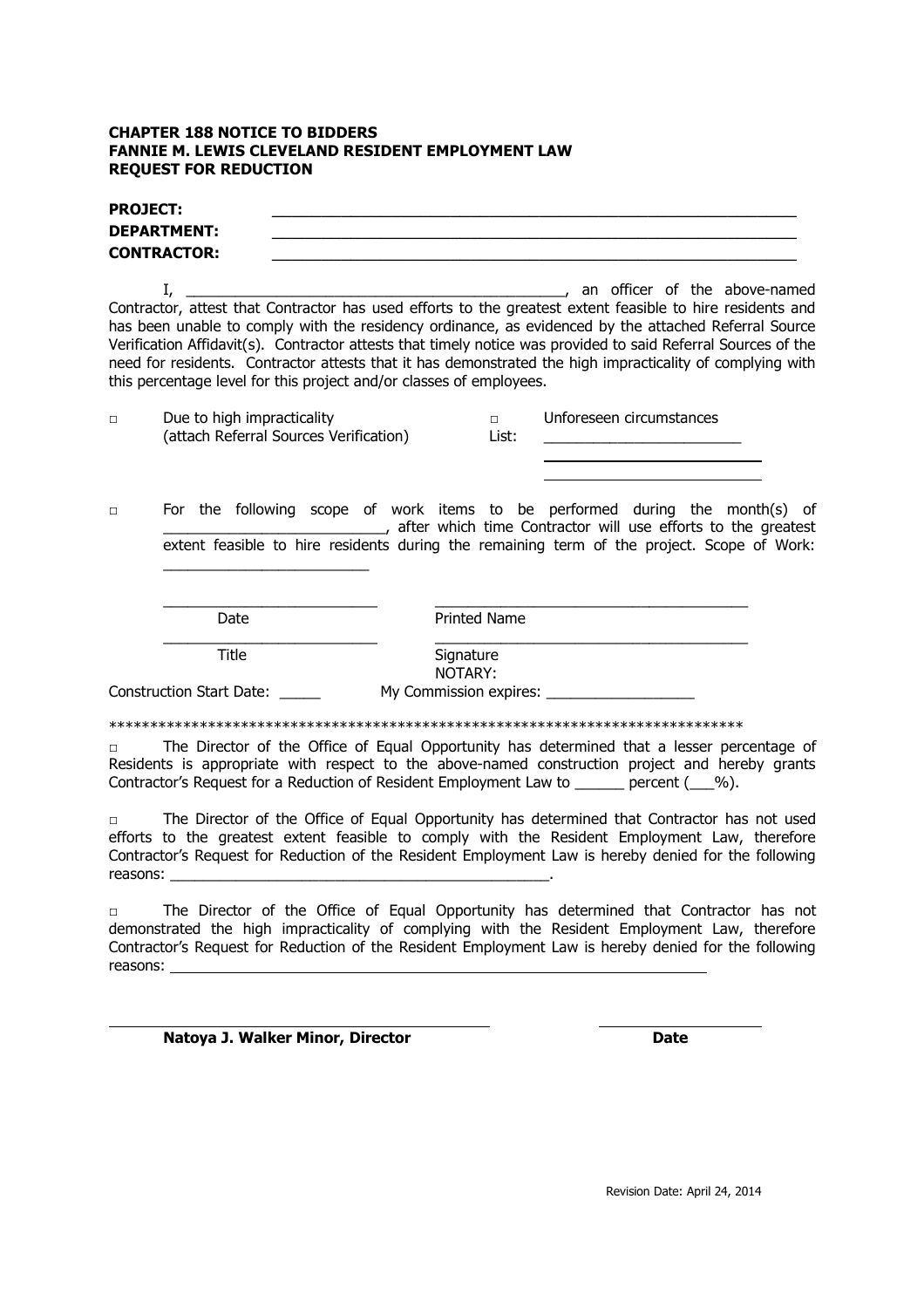**CHAPTER 188 NOTICE TO BIDDERS**
**FANNIE M. LEWIS CLEVELAND RESIDENT EMPLOYMENT LAW**
**REQUEST FOR REDUCTION**

**PROJECT:** ____________________________________________

**DEPARTMENT:** ____________________________________________

**CONTRACTOR:** ____________________________________________

I, ____________________________________________, an officer of the above-named Contractor, attest that Contractor has used efforts to the greatest extent feasible to hire residents and has been unable to comply with the residency ordinance, as evidenced by the attached Referral Source Verification Affidavit(s). Contractor attests that timely notice was provided to said Referral Sources of the need for residents. Contractor attests that it has demonstrated the high impracticality of complying with this percentage level for this project and/or classes of employees.

□ Due to high impracticality (attach Referral Sources Verification)

□ Unforeseen circumstances
List: ________________________
________________________
________________________

□ For the following scope of work items to be performed during the month(s) of __________________________, after which time Contractor will use efforts to the greatest extent feasible to hire residents during the remaining term of the project. Scope of Work: ________________________

__________________________ Date

______________________________________ Printed Name

__________________________ Title

______________________________________ Signature

NOTARY:

Construction Start Date: _____

My Commission expires: __________________

*****************************************************************************

□ The Director of the Office of Equal Opportunity has determined that a lesser percentage of Residents is appropriate with respect to the above-named construction project and hereby grants Contractor's Request for a Reduction of Resident Employment Law to ______ percent (___%).

□ The Director of the Office of Equal Opportunity has determined that Contractor has not used efforts to the greatest extent feasible to comply with the Resident Employment Law, therefore Contractor's Request for Reduction of the Resident Employment Law is hereby denied for the following reasons: ______________________________________________.

□ The Director of the Office of Equal Opportunity has determined that Contractor has not demonstrated the high impracticality of complying with the Resident Employment Law, therefore Contractor's Request for Reduction of the Resident Employment Law is hereby denied for the following reasons: ______________________________________________

______________________________________ **Natoya J. Walker Minor, Director**

____________________ **Date**

Revision Date: April 24, 2014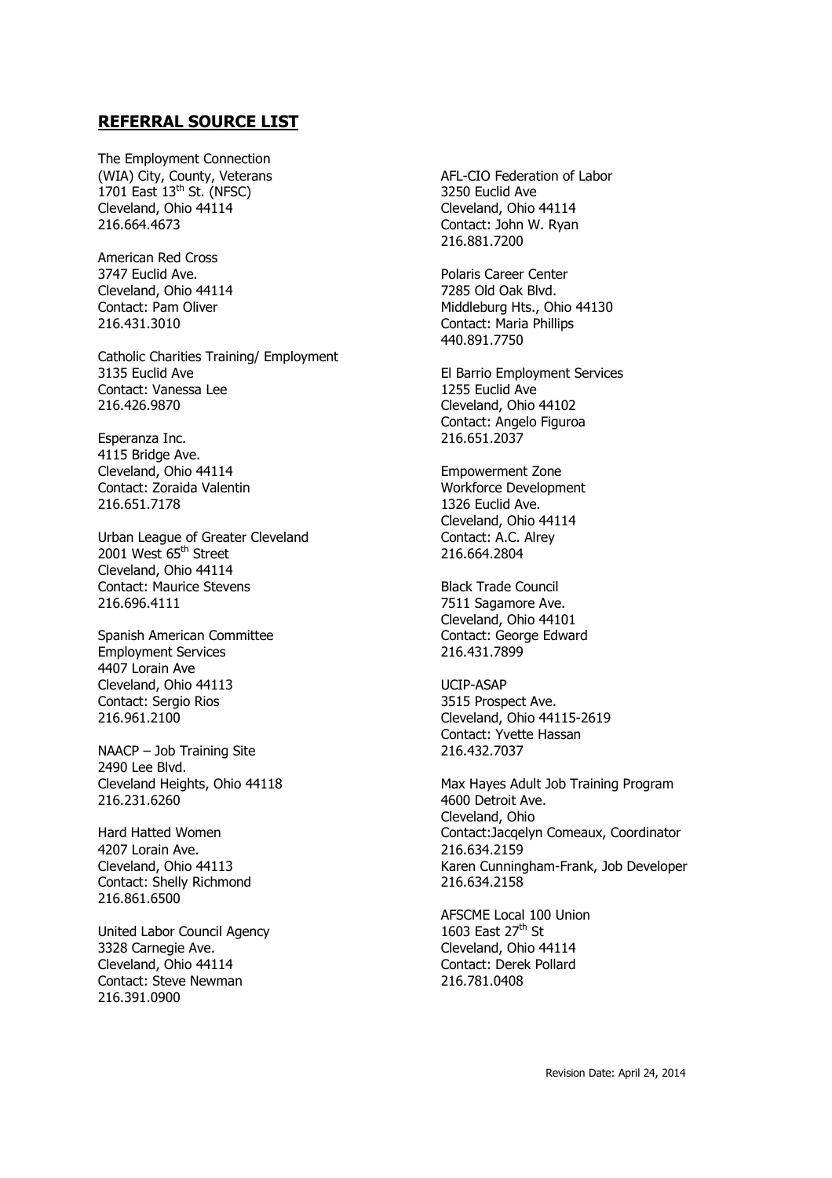## **REFERRAL SOURCE LIST**

The Employment Connection
(WIA) City, County, Veterans
1701 East 13th St. (NFSC)
Cleveland, Ohio 44114
216.664.4673

American Red Cross
3747 Euclid Ave.
Cleveland, Ohio 44114
Contact: Pam Oliver
216.431.3010

Catholic Charities Training/ Employment
3135 Euclid Ave
Contact: Vanessa Lee
216.426.9870

Esperanza Inc.
4115 Bridge Ave.
Cleveland, Ohio 44114
Contact: Zoraida Valentin
216.651.7178

Urban League of Greater Cleveland
2001 West 65th Street
Cleveland, Ohio 44114
Contact: Maurice Stevens
216.696.4111

Spanish American Committee
Employment Services
4407 Lorain Ave
Cleveland, Ohio 44113
Contact: Sergio Rios
216.961.2100

NAACP – Job Training Site
2490 Lee Blvd.
Cleveland Heights, Ohio 44118
216.231.6260

Hard Hatted Women
4207 Lorain Ave.
Cleveland, Ohio 44113
Contact: Shelly Richmond
216.861.6500

United Labor Council Agency
3328 Carnegie Ave.
Cleveland, Ohio 44114
Contact: Steve Newman
216.391.0900

AFL-CIO Federation of Labor
3250 Euclid Ave
Cleveland, Ohio 44114
Contact: John W. Ryan
216.881.7200

Polaris Career Center
7285 Old Oak Blvd.
Middleburg Hts., Ohio 44130
Contact: Maria Phillips
440.891.7750

El Barrio Employment Services
1255 Euclid Ave
Cleveland, Ohio 44102
Contact: Angelo Figuroa
216.651.2037

Empowerment Zone
Workforce Development
1326 Euclid Ave.
Cleveland, Ohio 44114
Contact: A.C. Alrey
216.664.2804

Black Trade Council
7511 Sagamore Ave.
Cleveland, Ohio 44101
Contact: George Edward
216.431.7899

UCIP-ASAP
3515 Prospect Ave.
Cleveland, Ohio 44115-2619
Contact: Yvette Hassan
216.432.7037

Max Hayes Adult Job Training Program
4600 Detroit Ave.
Cleveland, Ohio
Contact:Jacqelyn Comeaux, Coordinator
216.634.2159
Karen Cunningham-Frank, Job Developer
216.634.2158

AFSCME Local 100 Union
1603 East 27th St
Cleveland, Ohio 44114
Contact: Derek Pollard
216.781.0408

Revision Date: April 24, 2014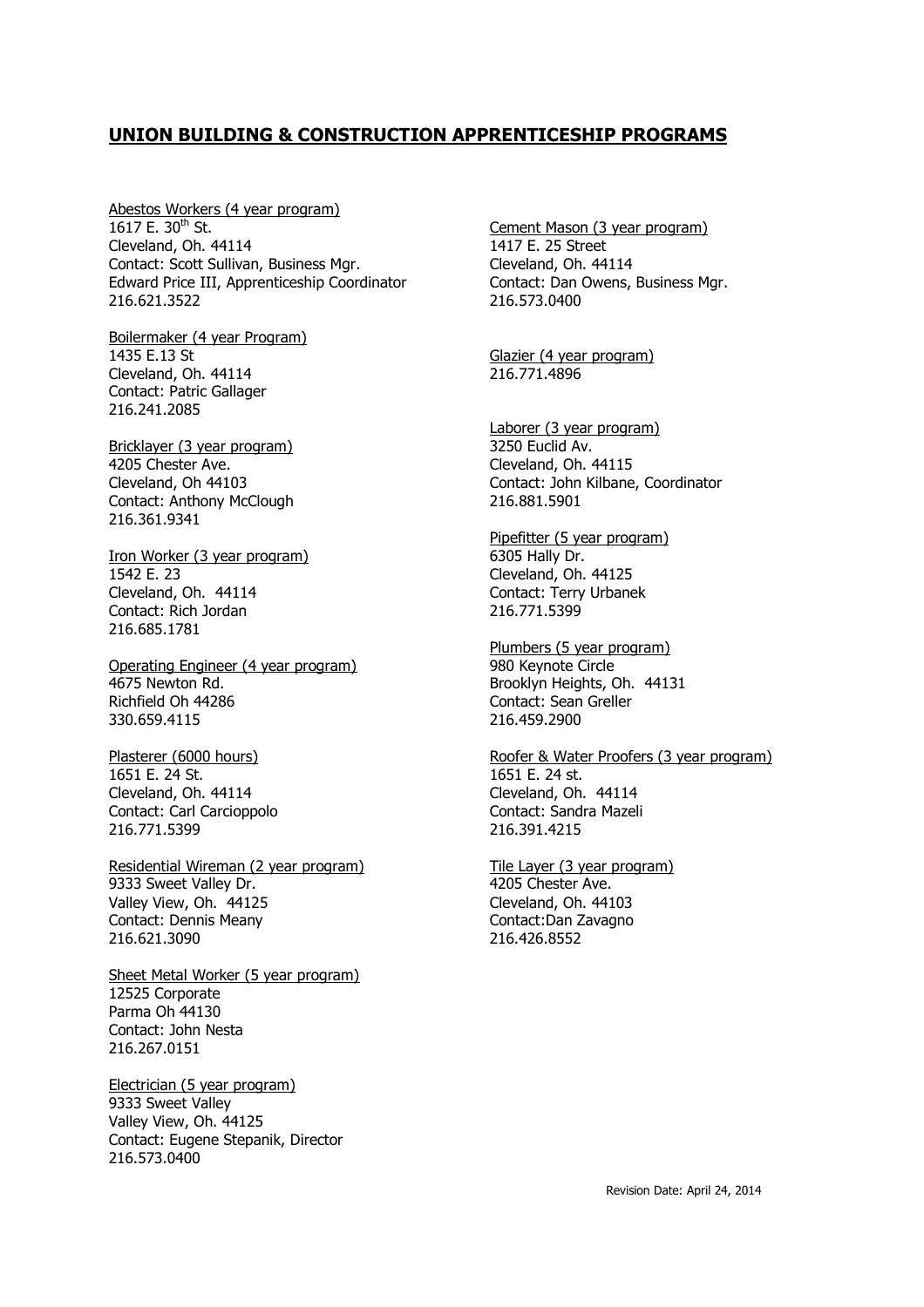## UNION BUILDING & CONSTRUCTION APPRENTICESHIP PROGRAMS

Abestos Workers (4 year program)
1617 E. 30th St.
Cleveland, Oh. 44114
Contact: Scott Sullivan, Business Mgr.
Edward Price III, Apprenticeship Coordinator
216.621.3522

Boilermaker (4 year Program)
1435 E.13 St
Cleveland, Oh. 44114
Contact: Patric Gallager
216.241.2085

Bricklayer (3 year program)
4205 Chester Ave.
Cleveland, Oh 44103
Contact: Anthony McClough
216.361.9341

Iron Worker (3 year program)
1542 E. 23
Cleveland, Oh. 44114
Contact: Rich Jordan
216.685.1781

Operating Engineer (4 year program)
4675 Newton Rd.
Richfield Oh 44286
330.659.4115

Plasterer (6000 hours)
1651 E. 24 St.
Cleveland, Oh. 44114
Contact: Carl Carcioppolo
216.771.5399

Residential Wireman (2 year program)
9333 Sweet Valley Dr.
Valley View, Oh. 44125
Contact: Dennis Meany
216.621.3090

Sheet Metal Worker (5 year program)
12525 Corporate
Parma Oh 44130
Contact: John Nesta
216.267.0151

Electrician (5 year program)
9333 Sweet Valley
Valley View, Oh. 44125
Contact: Eugene Stepanik, Director
216.573.0400

Cement Mason (3 year program)
1417 E. 25 Street
Cleveland, Oh. 44114
Contact: Dan Owens, Business Mgr.
216.573.0400

Glazier (4 year program)
216.771.4896

Laborer (3 year program)
3250 Euclid Av.
Cleveland, Oh. 44115
Contact: John Kilbane, Coordinator
216.881.5901

Pipefitter (5 year program)
6305 Hally Dr.
Cleveland, Oh. 44125
Contact: Terry Urbanek
216.771.5399

Plumbers (5 year program)
980 Keynote Circle
Brooklyn Heights, Oh. 44131
Contact: Sean Greller
216.459.2900

Roofer & Water Proofers (3 year program)
1651 E. 24 st.
Cleveland, Oh. 44114
Contact: Sandra Mazeli
216.391.4215

Tile Layer (3 year program)
4205 Chester Ave.
Cleveland, Oh. 44103
Contact:Dan Zavagno
216.426.8552

Revision Date: April 24, 2014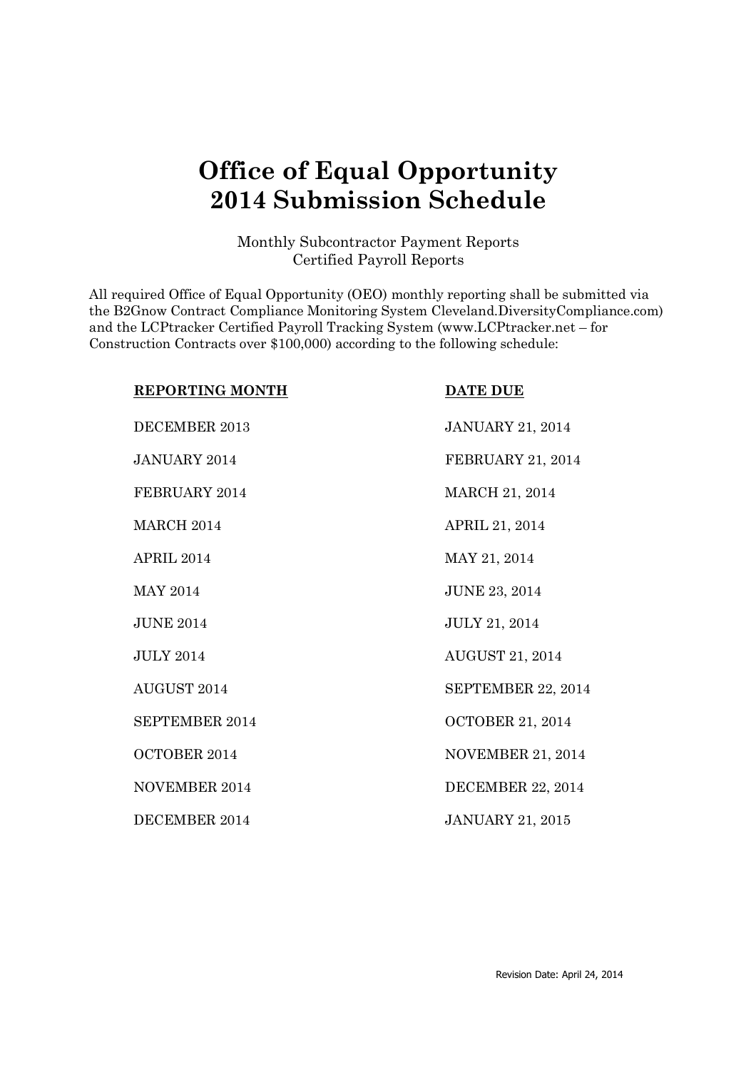# Office of Equal Opportunity
# 2014 Submission Schedule

Monthly Subcontractor Payment Reports
Certified Payroll Reports

All required Office of Equal Opportunity (OEO) monthly reporting shall be submitted via the B2Gnow Contract Compliance Monitoring System Cleveland.DiversityCompliance.com) and the LCPtracker Certified Payroll Tracking System (www.LCPtracker.net – for Construction Contracts over $100,000) according to the following schedule:

| REPORTING MONTH | DATE DUE |
|---|---|
| DECEMBER 2013 | JANUARY 21, 2014 |
| JANUARY 2014 | FEBRUARY 21, 2014 |
| FEBRUARY 2014 | MARCH 21, 2014 |
| MARCH 2014 | APRIL 21, 2014 |
| APRIL 2014 | MAY 21, 2014 |
| MAY 2014 | JUNE 23, 2014 |
| JUNE 2014 | JULY 21, 2014 |
| JULY 2014 | AUGUST 21, 2014 |
| AUGUST 2014 | SEPTEMBER 22, 2014 |
| SEPTEMBER 2014 | OCTOBER 21, 2014 |
| OCTOBER 2014 | NOVEMBER 21, 2014 |
| NOVEMBER 2014 | DECEMBER 22, 2014 |
| DECEMBER 2014 | JANUARY 21, 2015 |

Revision Date: April 24, 2014